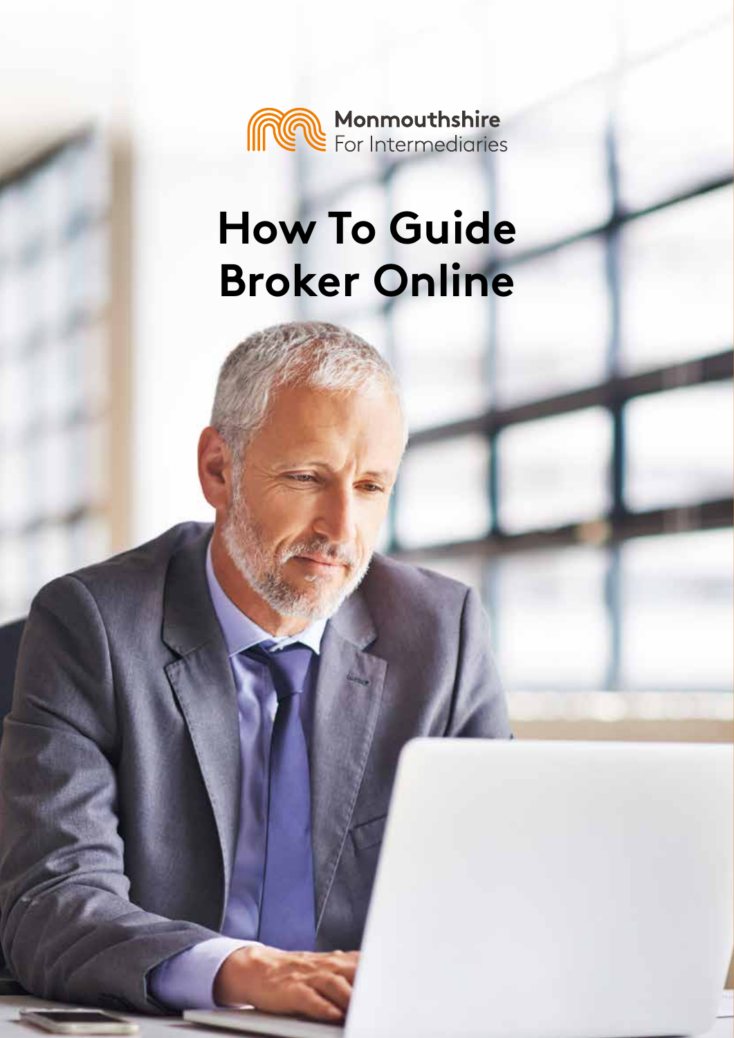Monmouthshire
For Intermediaries

# How To Guide
# Broker Online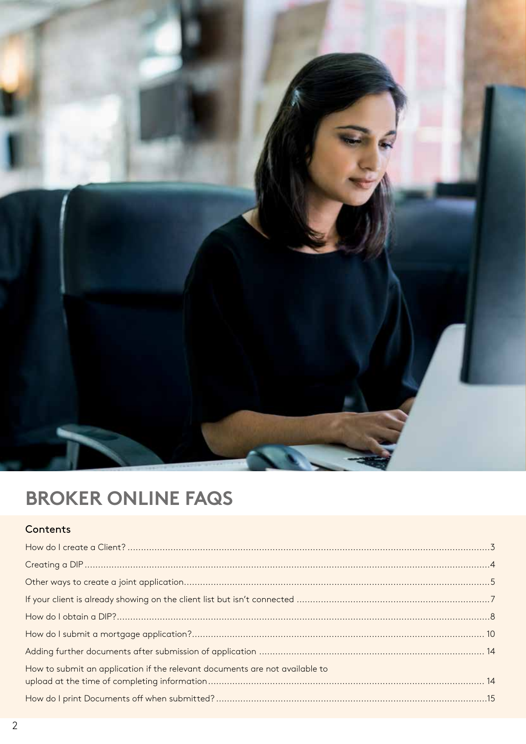# BROKER ONLINE FAQS

## Contents

- How do I create a Client? ... 3
- Creating a DIP ... 4
- Other ways to create a joint application ... 5
- If your client is already showing on the client list but isn't connected ... 7
- How do I obtain a DIP? ... 8
- How do I submit a mortgage application? ... 10
- Adding further documents after submission of application ... 14
- How to submit an application if the relevant documents are not available to upload at the time of completing information ... 14
- How do I print Documents off when submitted? ... 15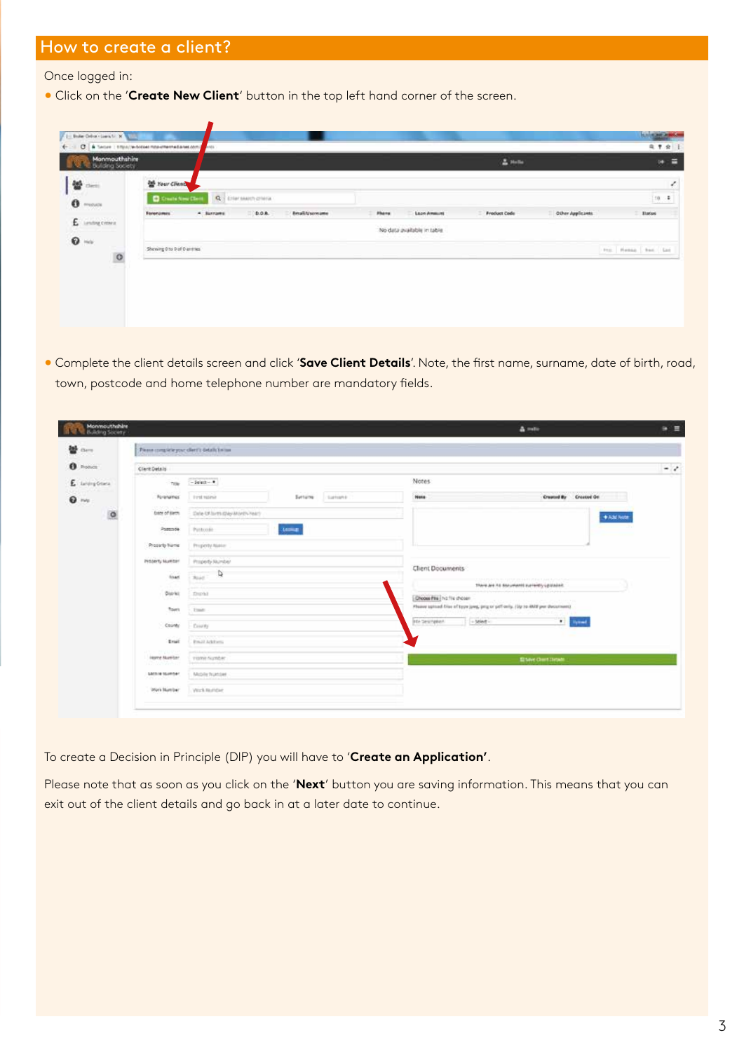## How to create a client?

Once logged in:

- Click on the '**Create New Client**' button in the top left hand corner of the screen.

- Complete the client details screen and click '**Save Client Details**'. Note, the first name, surname, date of birth, road, town, postcode and home telephone number are mandatory fields.

To create a Decision in Principle (DIP) you will have to '**Create an Application'**.

Please note that as soon as you click on the '**Next**' button you are saving information. This means that you can exit out of the client details and go back in at a later date to continue.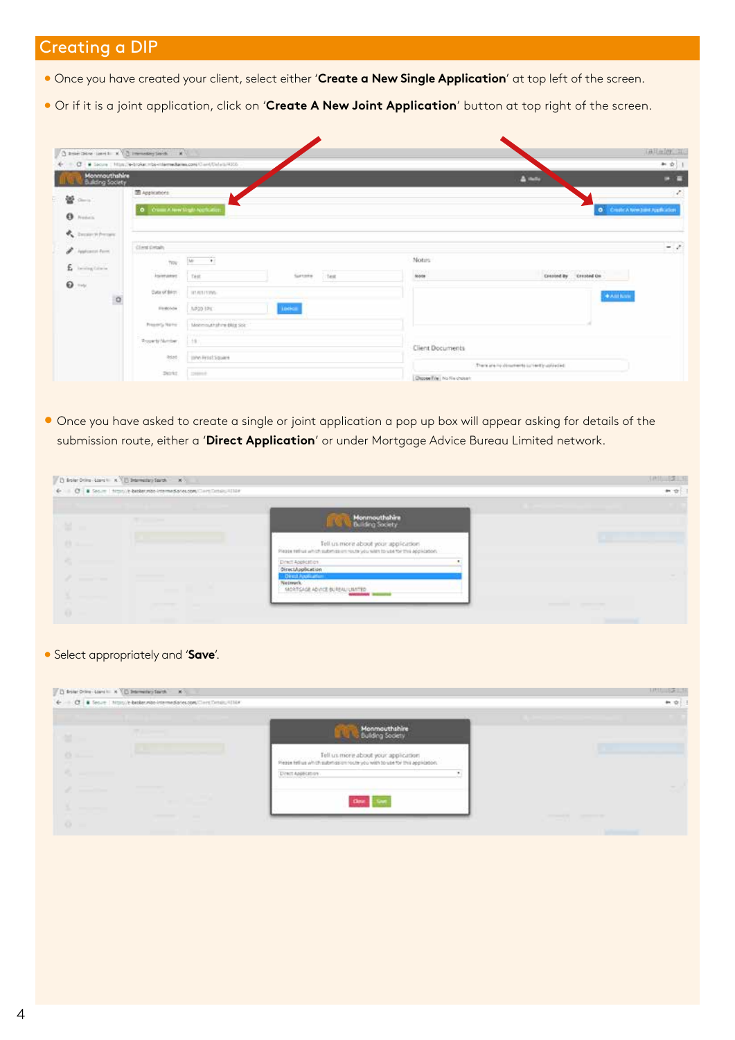## Creating a DIP

- Once you have created your client, select either '**Create a New Single Application**' at top left of the screen.
- Or if it is a joint application, click on '**Create A New Joint Application**' button at top right of the screen.

- Once you have asked to create a single or joint application a pop up box will appear asking for details of the submission route, either a '**Direct Application**' or under Mortgage Advice Bureau Limited network.

- Select appropriately and '**Save**'.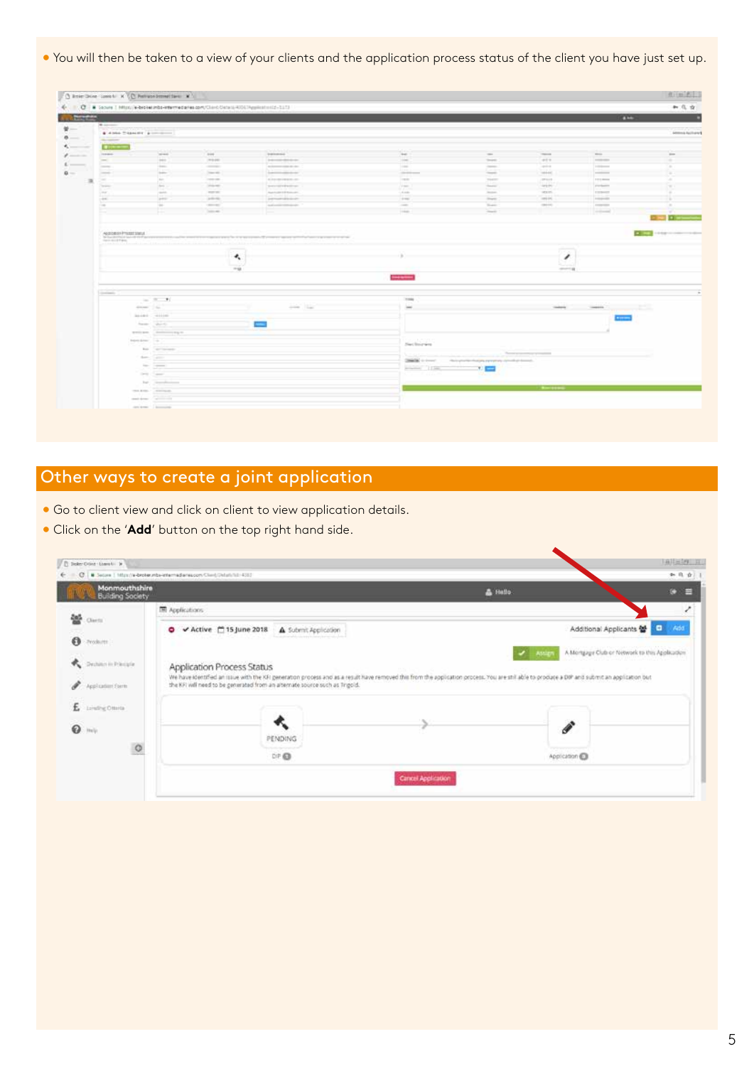- You will then be taken to a view of your clients and the application process status of the client you have just set up.

## Other ways to create a joint application

- Go to client view and click on client to view application details.
- Click on the '**Add**' button on the top right hand side.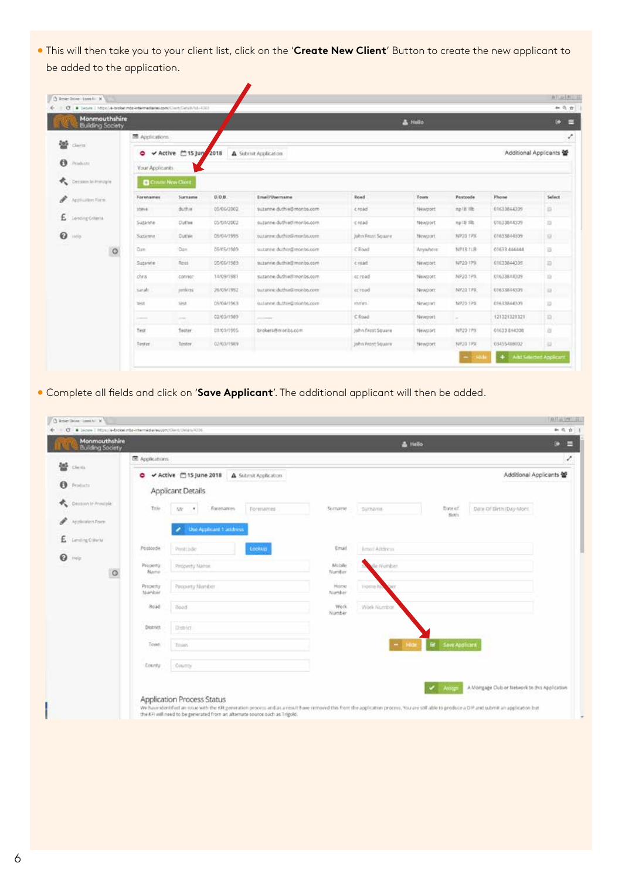- This will then take you to your client list, click on the '**Create New Client**' Button to create the new applicant to be added to the application.

- Complete all fields and click on '**Save Applicant**'. The additional applicant will then be added.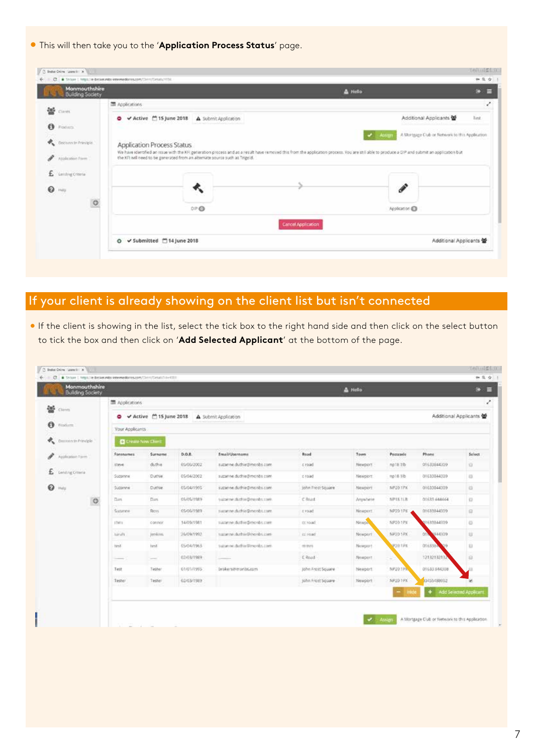- This will then take you to the '**Application Process Status**' page.

## If your client is already showing on the client list but isn't connected

- If the client is showing in the list, select the tick box to the right hand side and then click on the select button to tick the box and then click on '**Add Selected Applicant**' at the bottom of the page.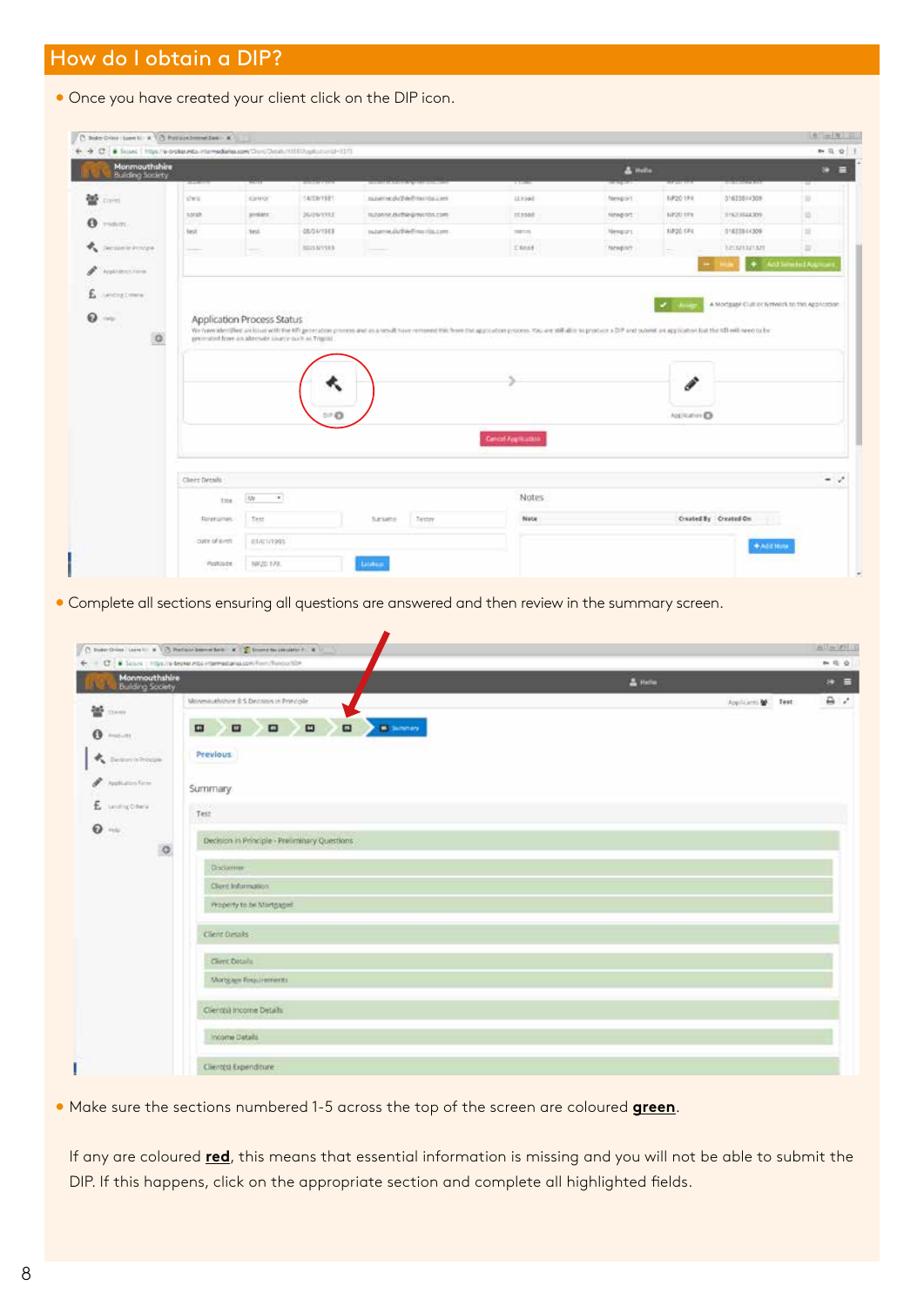## How do I obtain a DIP?

- Once you have created your client click on the DIP icon.

- Complete all sections ensuring all questions are answered and then review in the summary screen.

- Make sure the sections numbered 1-5 across the top of the screen are coloured **green**.

If any are coloured **red**, this means that essential information is missing and you will not be able to submit the DIP. If this happens, click on the appropriate section and complete all highlighted fields.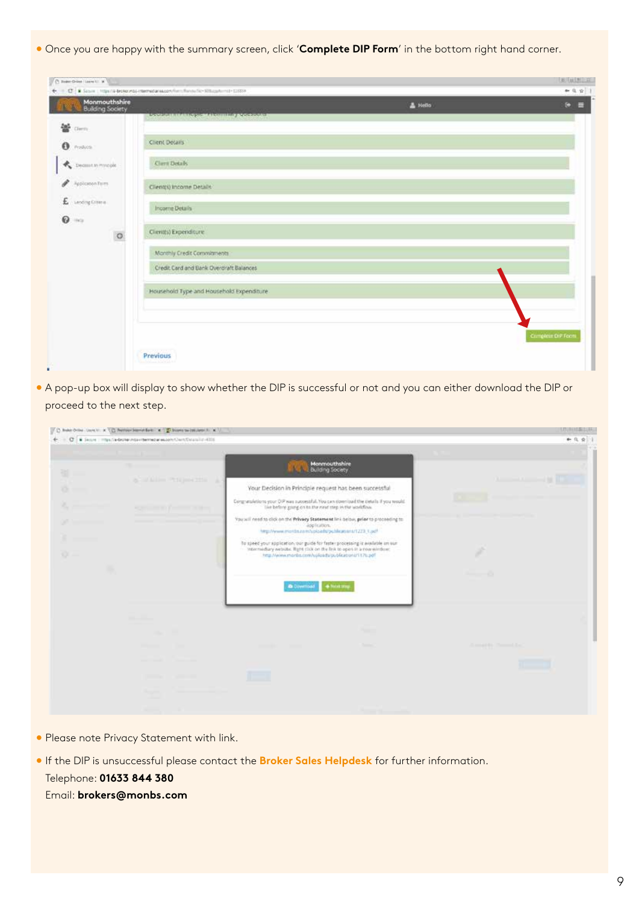- Once you are happy with the summary screen, click '**Complete DIP Form**' in the bottom right hand corner.

- A pop-up box will display to show whether the DIP is successful or not and you can either download the DIP or proceed to the next step.

- Please note Privacy Statement with link.

- If the DIP is unsuccessful please contact the **Broker Sales Helpdesk** for further information.
  Telephone: **01633 844 380**
  Email: **brokers@monbs.com**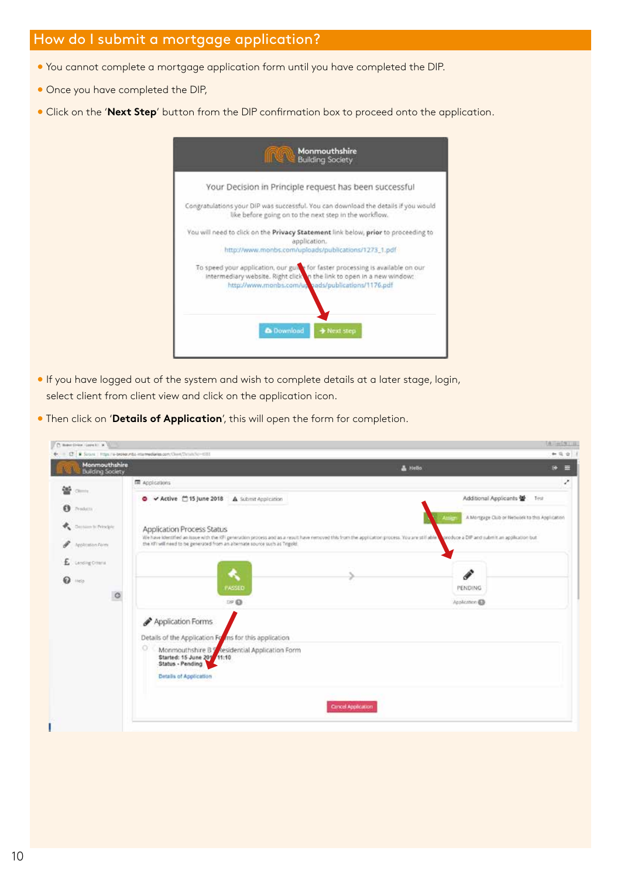# How do I submit a mortgage application?

- You cannot complete a mortgage application form until you have completed the DIP.
- Once you have completed the DIP,
- Click on the '**Next Step**' button from the DIP confirmation box to proceed onto the application.

- If you have logged out of the system and wish to complete details at a later stage, login, select client from client view and click on the application icon.
- Then click on '**Details of Application**', this will open the form for completion.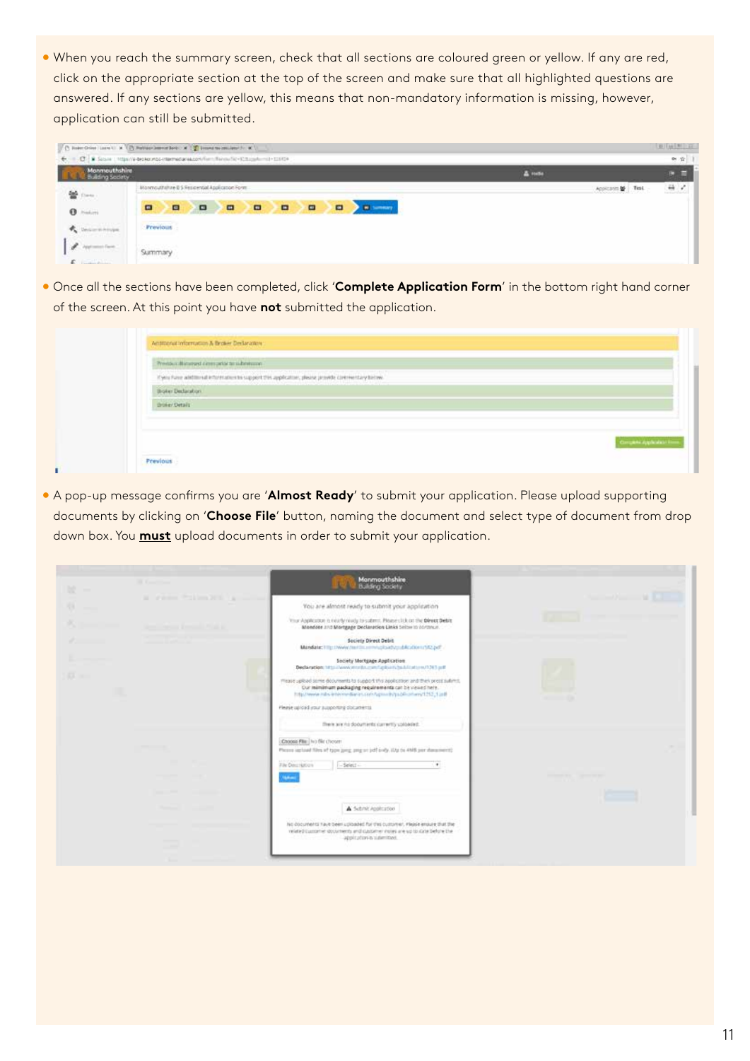- When you reach the summary screen, check that all sections are coloured green or yellow. If any are red, click on the appropriate section at the top of the screen and make sure that all highlighted questions are answered. If any sections are yellow, this means that non-mandatory information is missing, however, application can still be submitted.

- Once all the sections have been completed, click '**Complete Application Form**' in the bottom right hand corner of the screen. At this point you have **not** submitted the application.

- A pop-up message confirms you are '**Almost Ready**' to submit your application. Please upload supporting documents by clicking on '**Choose File**' button, naming the document and select type of document from drop down box. You **<u>must</u>** upload documents in order to submit your application.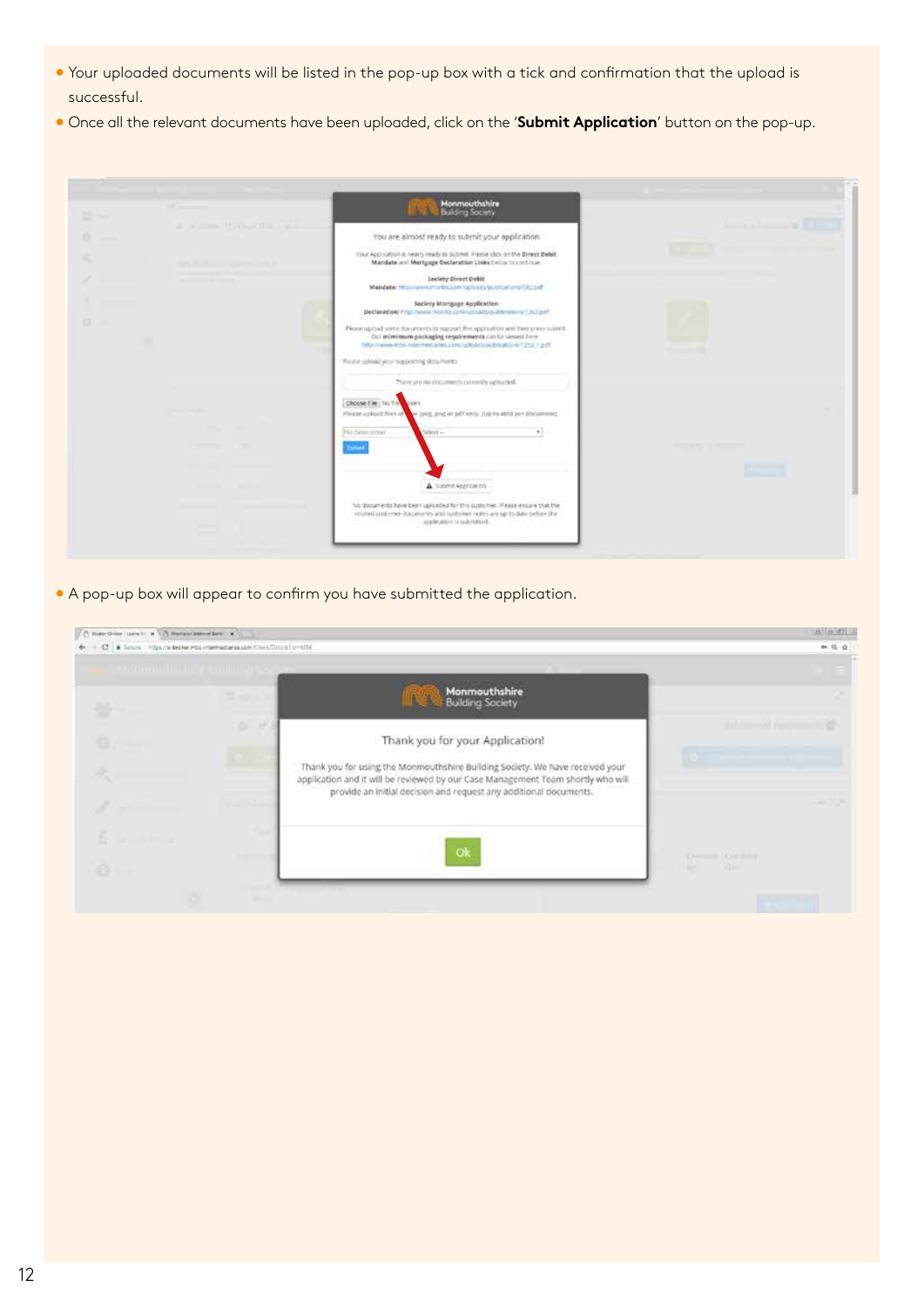- Your uploaded documents will be listed in the pop-up box with a tick and confirmation that the upload is successful.
- Once all the relevant documents have been uploaded, click on the '**Submit Application**' button on the pop-up.

- A pop-up box will appear to confirm you have submitted the application.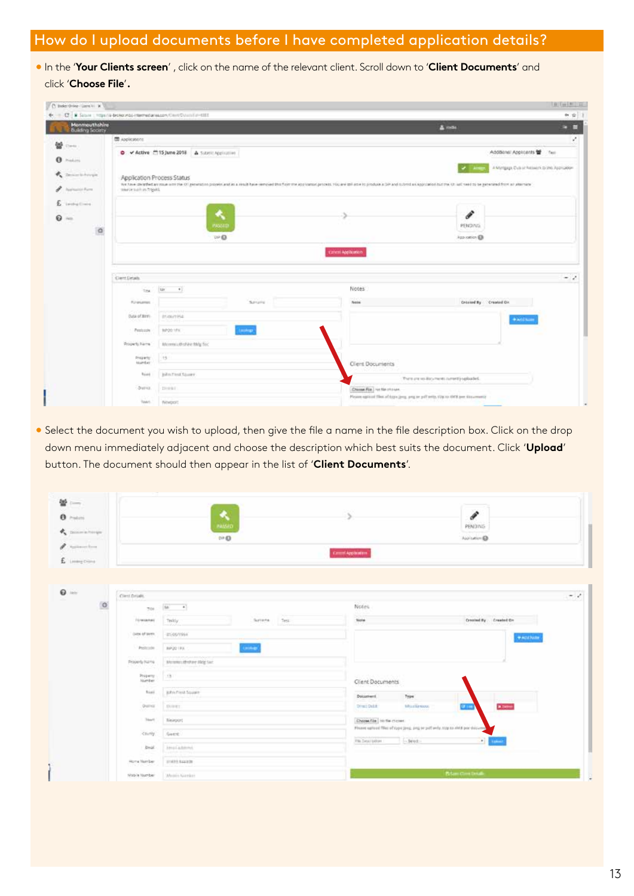## How do I upload documents before I have completed application details?

- In the '**Your Clients screen**' , click on the name of the relevant client. Scroll down to '**Client Documents**' and click '**Choose File**'.

- Select the document you wish to upload, then give the file a name in the file description box. Click on the drop down menu immediately adjacent and choose the description which best suits the document. Click '**Upload**' button. The document should then appear in the list of '**Client Documents**'.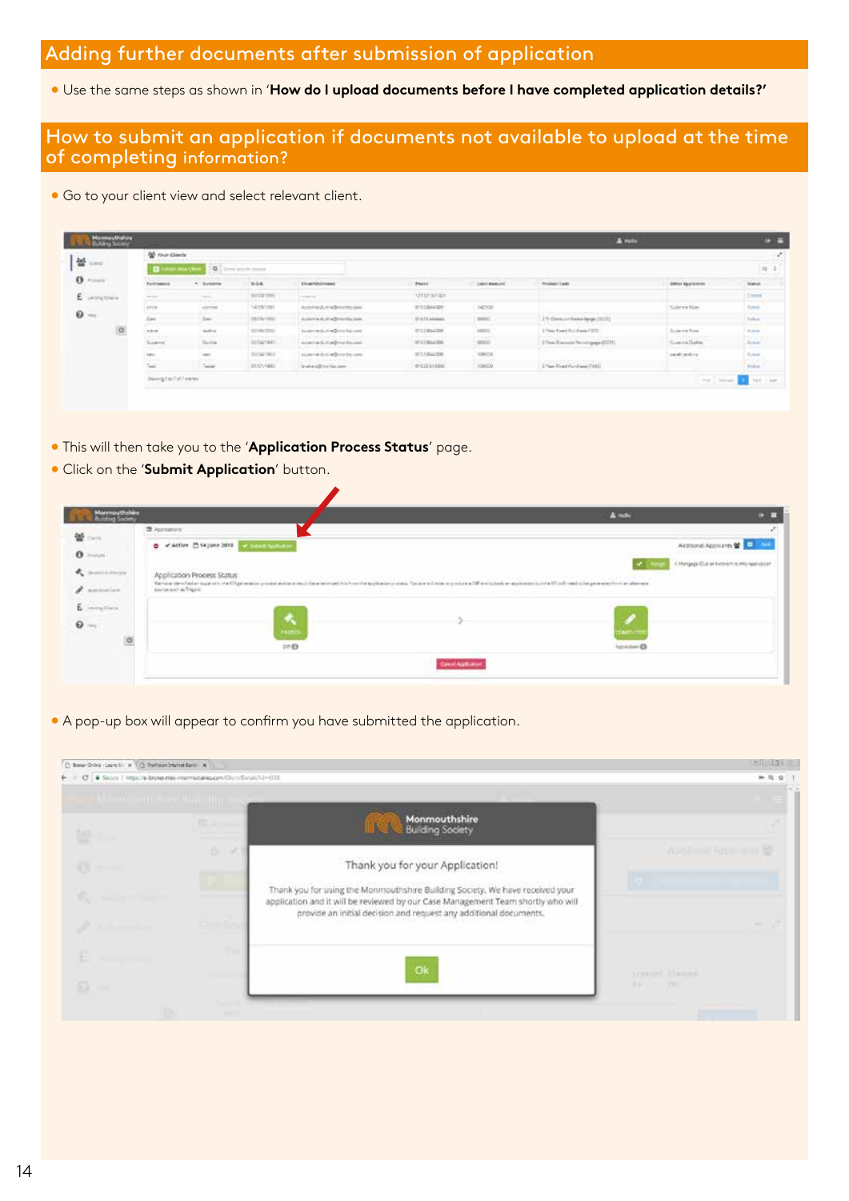## Adding further documents after submission of application

- Use the same steps as shown in '**How do I upload documents before I have completed application details?**'

## How to submit an application if documents not available to upload at the time of completing information?

- Go to your client view and select relevant client.

- This will then take you to the '**Application Process Status**' page.
- Click on the '**Submit Application**' button.

- A pop-up box will appear to confirm you have submitted the application.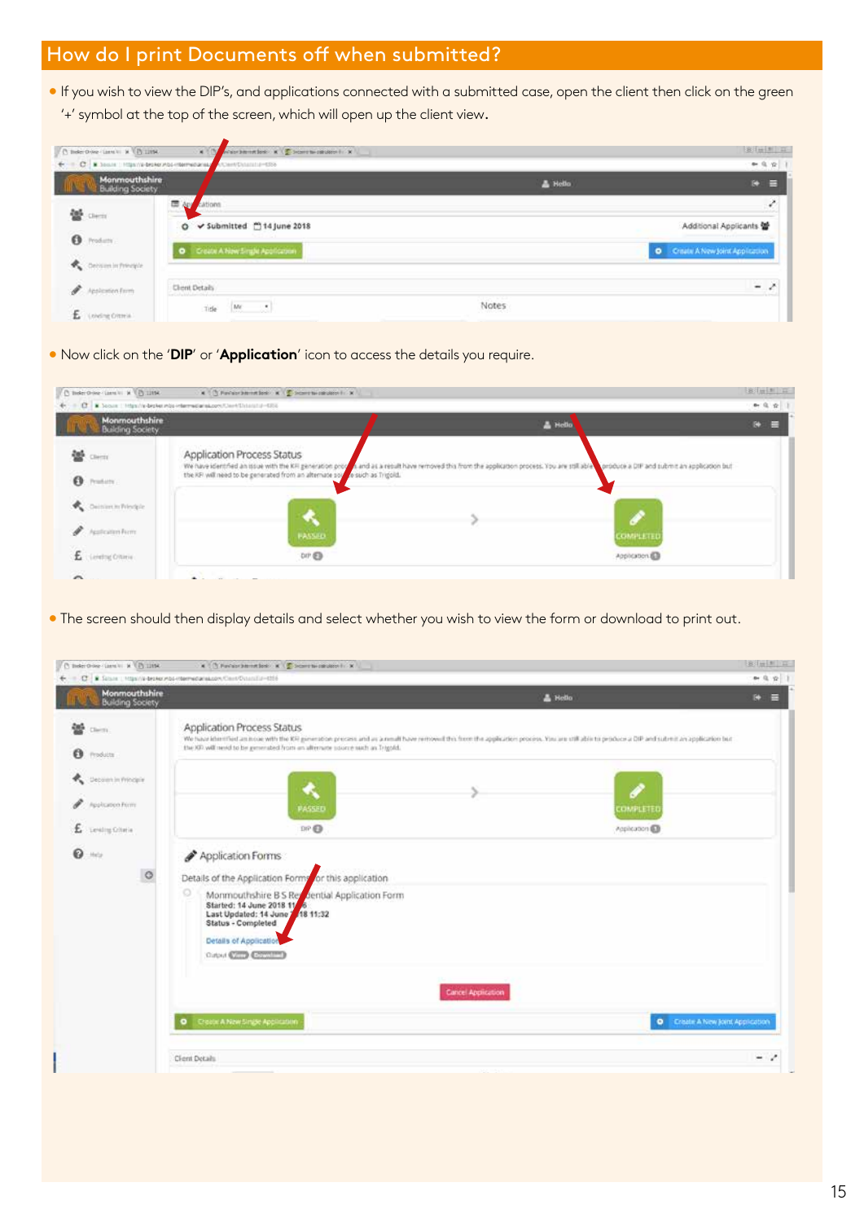# How do I print Documents off when submitted?

- If you wish to view the DIP's, and applications connected with a submitted case, open the client then click on the green '+' symbol at the top of the screen, which will open up the client view.

- Now click on the '**DIP**' or '**Application**' icon to access the details you require.

- The screen should then display details and select whether you wish to view the form or download to print out.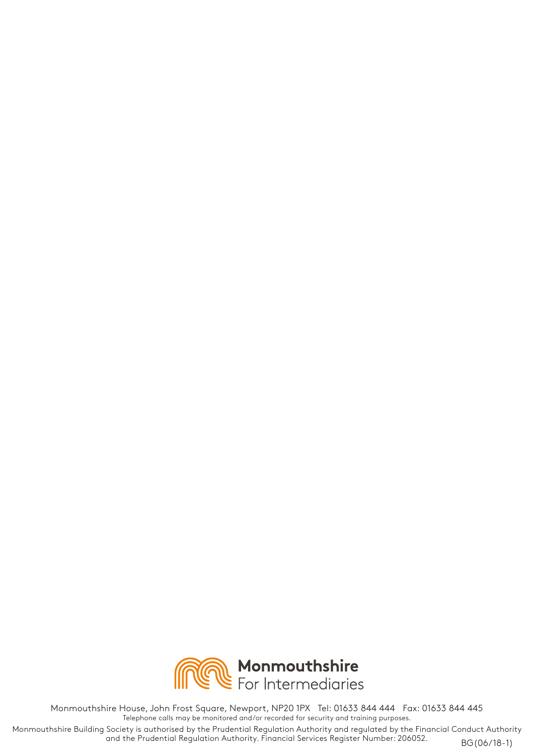**Monmouthshire**
For Intermediaries

Monmouthshire House, John Frost Square, Newport, NP20 1PX Tel: 01633 844 444 Fax: 01633 844 445
Telephone calls may be monitored and/or recorded for security and training purposes.

Monmouthshire Building Society is authorised by the Prudential Regulation Authority and regulated by the Financial Conduct Authority and the Prudential Regulation Authority. Financial Services Register Number: 206052.

BG(06/18-1)